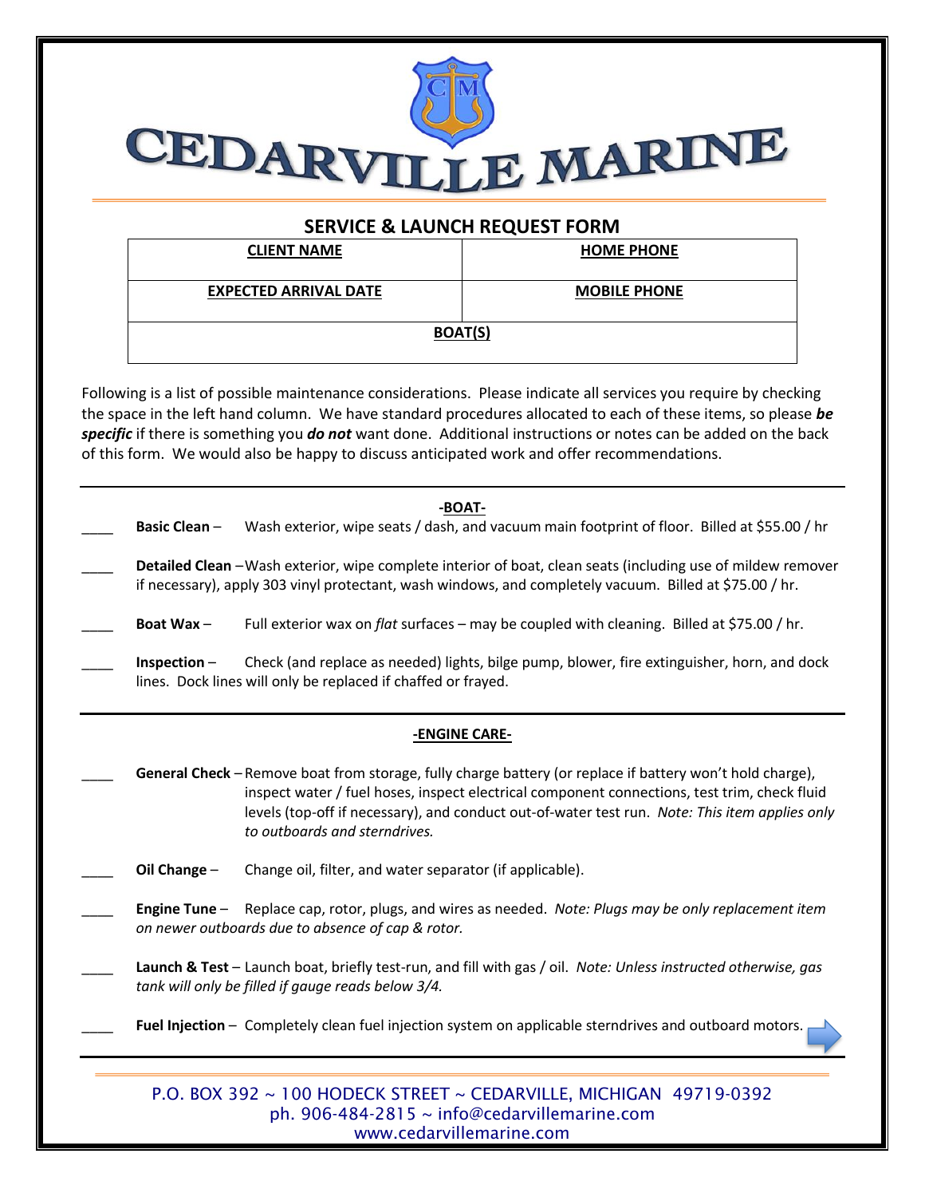# CEDARVILLE MARINE

## SERVICE & LAUNCH REQUEST FORM

| CLIENT NAME | HOME PHONE |
|---|---|
| **EXPECTED ARRIVAL DATE** | **MOBILE PHONE** |
| **BOAT(S)** | |

Following is a list of possible maintenance considerations. Please indicate all services you require by checking the space in the left hand column. We have standard procedures allocated to each of these items, so please ***be specific*** if there is something you ***do not*** want done. Additional instructions or notes can be added on the back of this form. We would also be happy to discuss anticipated work and offer recommendations.

### -BOAT-

____ **Basic Clean** – Wash exterior, wipe seats / dash, and vacuum main footprint of floor. Billed at $55.00 / hr

____ **Detailed Clean** –Wash exterior, wipe complete interior of boat, clean seats (including use of mildew remover if necessary), apply 303 vinyl protectant, wash windows, and completely vacuum. Billed at $75.00 / hr.

____ **Boat Wax** – Full exterior wax on *flat* surfaces – may be coupled with cleaning. Billed at $75.00 / hr.

____ **Inspection** – Check (and replace as needed) lights, bilge pump, blower, fire extinguisher, horn, and dock lines. Dock lines will only be replaced if chaffed or frayed.

### -ENGINE CARE-

____ **General Check** – Remove boat from storage, fully charge battery (or replace if battery won't hold charge), inspect water / fuel hoses, inspect electrical component connections, test trim, check fluid levels (top-off if necessary), and conduct out-of-water test run. *Note: This item applies only to outboards and sterndrives.*

____ **Oil Change** – Change oil, filter, and water separator (if applicable).

____ **Engine Tune** – Replace cap, rotor, plugs, and wires as needed. *Note: Plugs may be only replacement item on newer outboards due to absence of cap & rotor.*

____ **Launch & Test** – Launch boat, briefly test-run, and fill with gas / oil. *Note: Unless instructed otherwise, gas tank will only be filled if gauge reads below 3/4.*

____ **Fuel Injection** – Completely clean fuel injection system on applicable sterndrives and outboard motors.

P.O. BOX 392 ~ 100 HODECK STREET ~ CEDARVILLE, MICHIGAN 49719-0392
ph. 906-484-2815 ~ info@cedarvillemarine.com
www.cedarvillemarine.com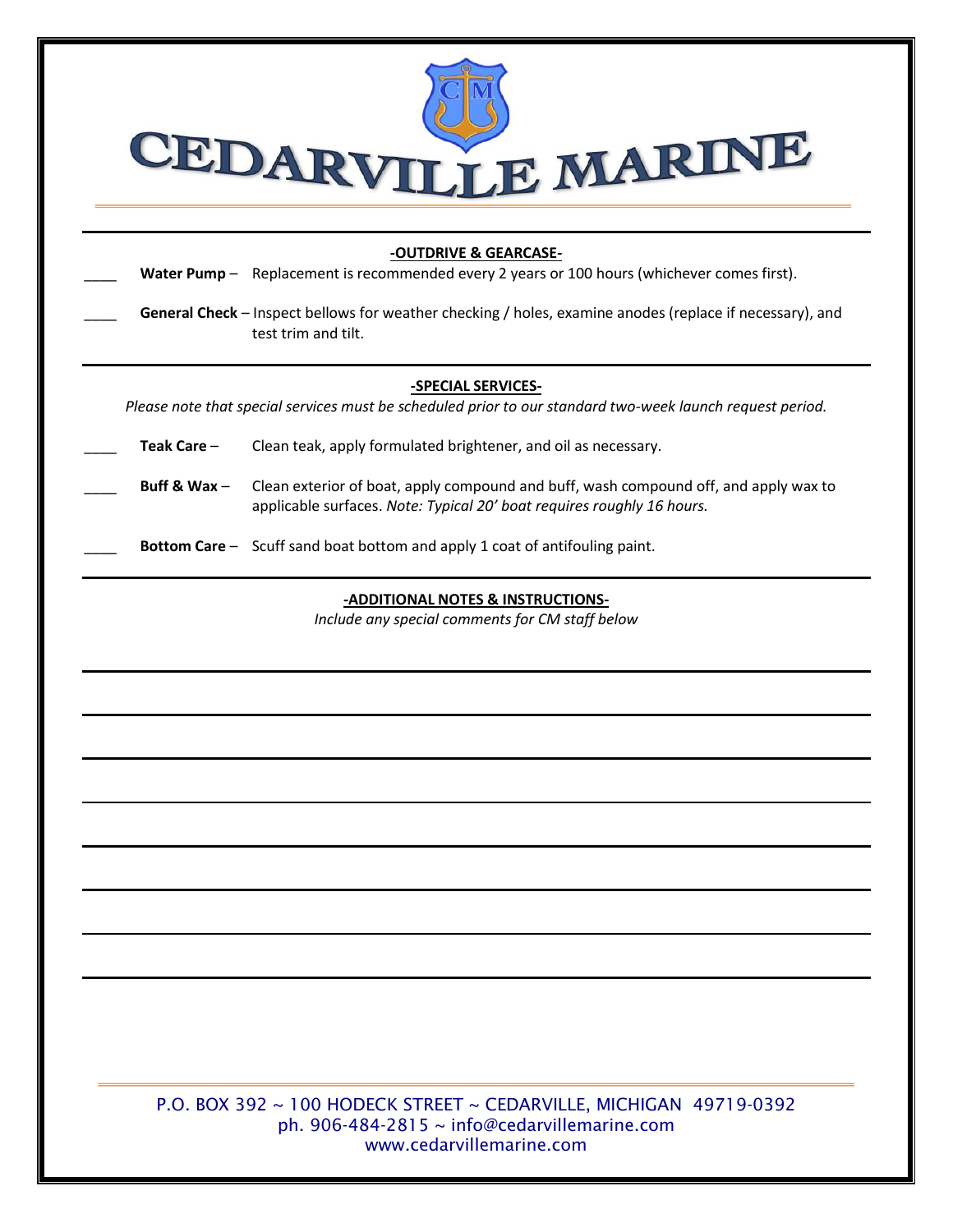# CEDARVILLE MARINE

## -OUTDRIVE & GEARCASE-

____ **Water Pump** – Replacement is recommended every 2 years or 100 hours (whichever comes first).

____ **General Check** – Inspect bellows for weather checking / holes, examine anodes (replace if necessary), and test trim and tilt.

## -SPECIAL SERVICES-

*Please note that special services must be scheduled prior to our standard two-week launch request period.*

____ **Teak Care** – Clean teak, apply formulated brightener, and oil as necessary.

____ **Buff & Wax** – Clean exterior of boat, apply compound and buff, wash compound off, and apply wax to applicable surfaces. *Note: Typical 20' boat requires roughly 16 hours.*

____ **Bottom Care** – Scuff sand boat bottom and apply 1 coat of antifouling paint.

## -ADDITIONAL NOTES & INSTRUCTIONS-

*Include any special comments for CM staff below*

P.O. BOX 392 ~ 100 HODECK STREET ~ CEDARVILLE, MICHIGAN 49719-0392
ph. 906-484-2815 ~ info@cedarvillemarine.com
www.cedarvillemarine.com